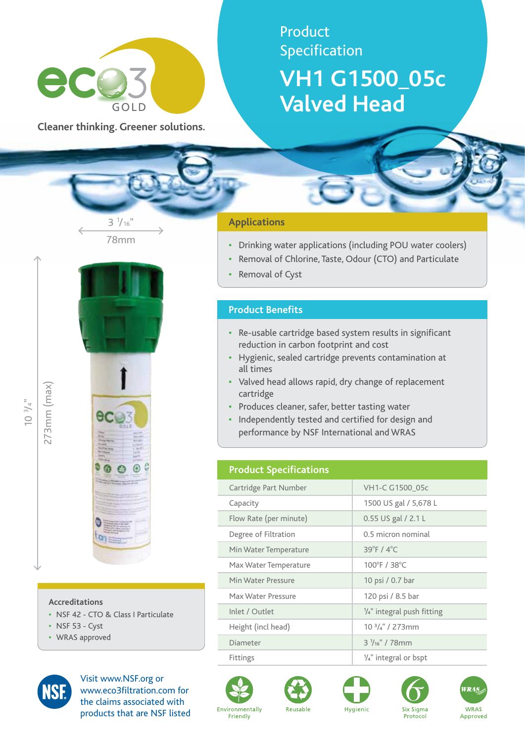eco3 GOLD

Cleaner thinking. Greener solutions.

# Product Specification

# VH1 G1500_05c Valved Head

3 1/16"
78mm

10 3/4"
273mm (max)

## Applications

- Drinking water applications (including POU water coolers)
- Removal of Chlorine, Taste, Odour (CTO) and Particulate
- Removal of Cyst

## Product Benefits

- Re-usable cartridge based system results in significant reduction in carbon footprint and cost
- Hygienic, sealed cartridge prevents contamination at all times
- Valved head allows rapid, dry change of replacement cartridge
- Produces cleaner, safer, better tasting water
- Independently tested and certified for design and performance by NSF International and WRAS

## Product Specifications

| | |
|---|---|
| Cartridge Part Number | VH1-C G1500_05c |
| Capacity | 1500 US gal / 5,678 L |
| Flow Rate (per minute) | 0.55 US gal / 2.1 L |
| Degree of Filtration | 0.5 micron nominal |
| Min Water Temperature | 39°F / 4°C |
| Max Water Temperature | 100°F / 38°C |
| Min Water Pressure | 10 psi / 0.7 bar |
| Max Water Pressure | 120 psi / 8.5 bar |
| Inlet / Outlet | ¼" integral push fitting |
| Height (incl head) | 10 ¾" / 273mm |
| Diameter | 3 1/16" / 78mm |
| Fittings | ¼" integral or bspt |

### Accreditations

- NSF 42 - CTO & Class I Particulate
- NSF 53 - Cyst
- WRAS approved

Visit www.NSF.org or www.eco3filtration.com for the claims associated with products that are NSF listed

Environmentally Friendly | Reusable | Hygienic | Six Sigma Protocol | WRAS Approved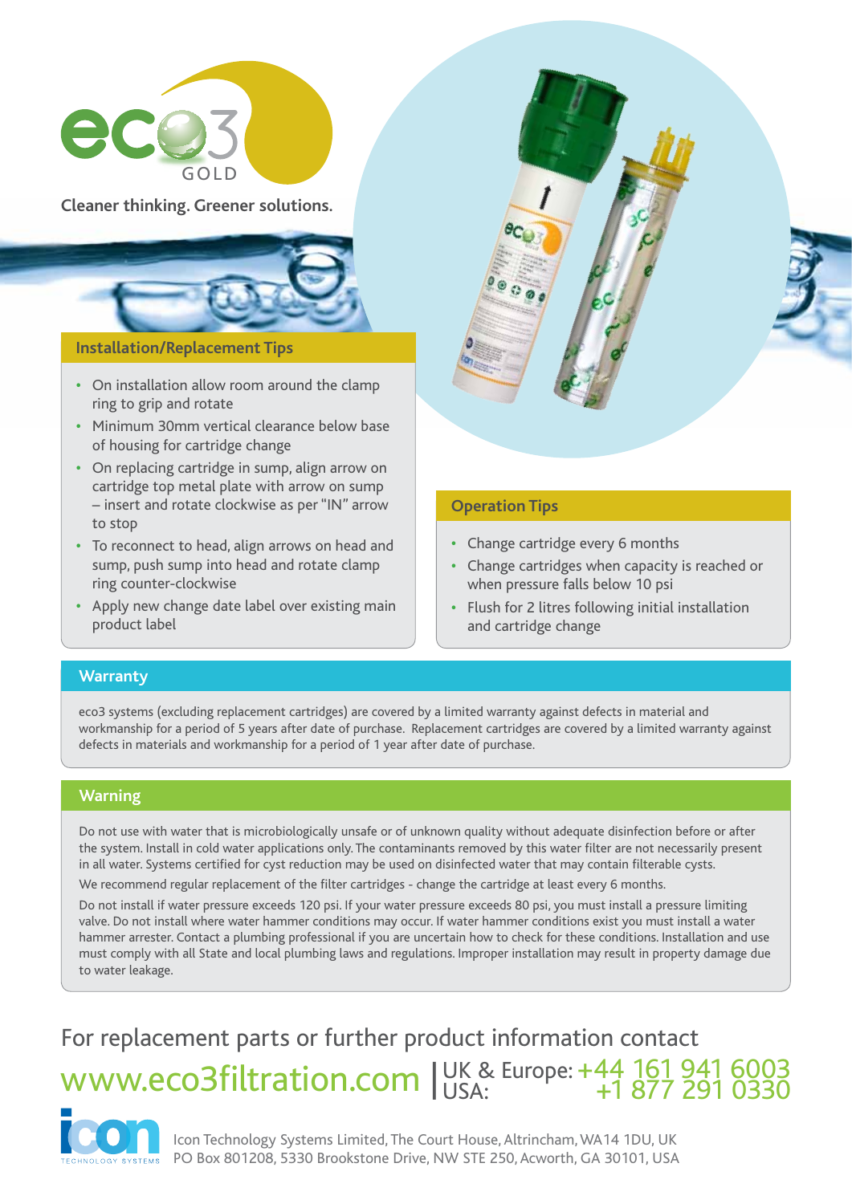eco3 GOLD

Cleaner thinking. Greener solutions.

## Installation/Replacement Tips

- On installation allow room around the clamp ring to grip and rotate
- Minimum 30mm vertical clearance below base of housing for cartridge change
- On replacing cartridge in sump, align arrow on cartridge top metal plate with arrow on sump – insert and rotate clockwise as per "IN" arrow to stop
- To reconnect to head, align arrows on head and sump, push sump into head and rotate clamp ring counter-clockwise
- Apply new change date label over existing main product label

## Operation Tips

- Change cartridge every 6 months
- Change cartridges when capacity is reached or when pressure falls below 10 psi
- Flush for 2 litres following initial installation and cartridge change

## Warranty

eco3 systems (excluding replacement cartridges) are covered by a limited warranty against defects in material and workmanship for a period of 5 years after date of purchase. Replacement cartridges are covered by a limited warranty against defects in materials and workmanship for a period of 1 year after date of purchase.

## Warning

Do not use with water that is microbiologically unsafe or of unknown quality without adequate disinfection before or after the system. Install in cold water applications only. The contaminants removed by this water filter are not necessarily present in all water. Systems certified for cyst reduction may be used on disinfected water that may contain filterable cysts.

We recommend regular replacement of the filter cartridges - change the cartridge at least every 6 months.

Do not install if water pressure exceeds 120 psi. If your water pressure exceeds 80 psi, you must install a pressure limiting valve. Do not install where water hammer conditions may occur. If water hammer conditions exist you must install a water hammer arrester. Contact a plumbing professional if you are uncertain how to check for these conditions. Installation and use must comply with all State and local plumbing laws and regulations. Improper installation may result in property damage due to water leakage.

For replacement parts or further product information contact

www.eco3filtration.com | UK & Europe: +44 161 941 6003
USA: +1 877 291 0330

icon TECHNOLOGY SYSTEMS

Icon Technology Systems Limited, The Court House, Altrincham, WA14 1DU, UK
PO Box 801208, 5330 Brookstone Drive, NW STE 250, Acworth, GA 30101, USA